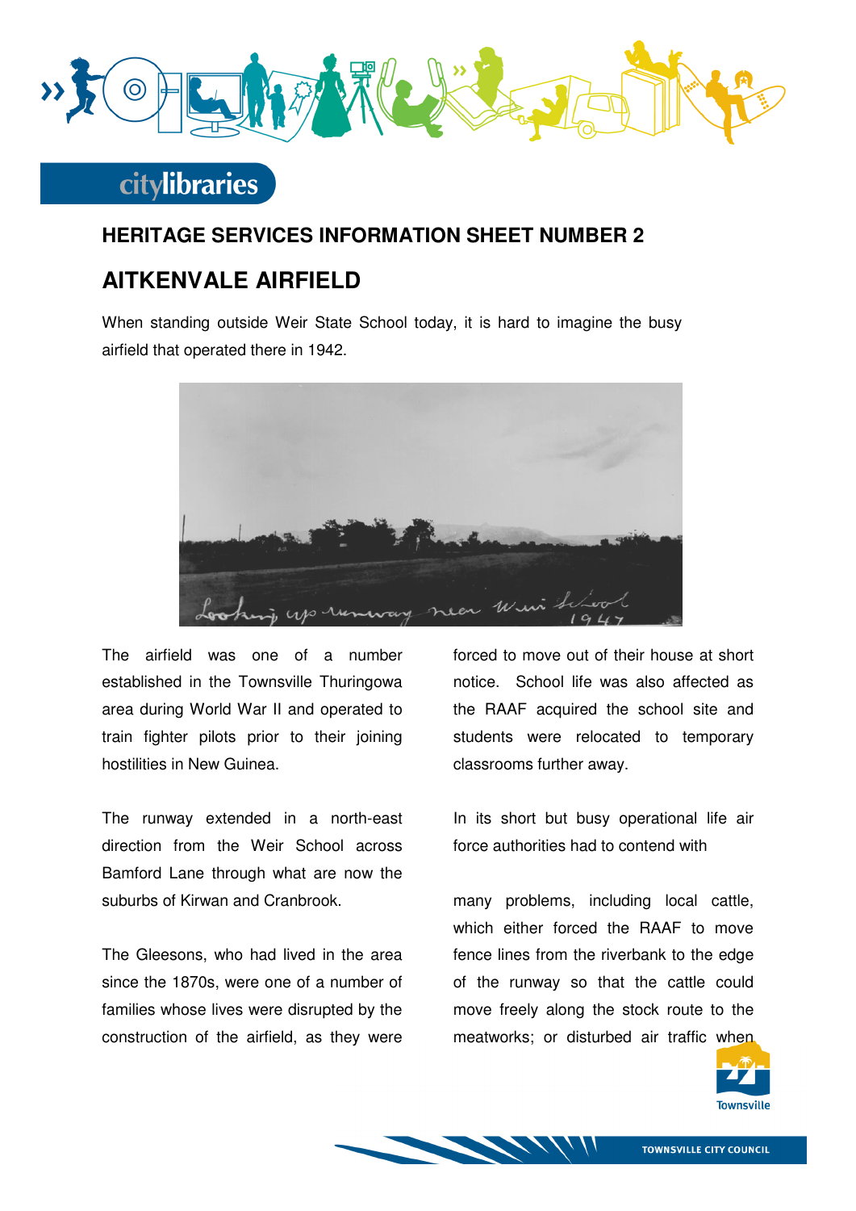## HERITAGE SERVICES INFORMATION SHEET NUMBER 2

# AITKENVALE AIRFIELD

When standing outside Weir State School today, it is hard to imagine the busy airfield that operated there in 1942.

Looking up runway near Weir School 1942

The airfield was one of a number established in the Townsville Thuringowa area during World War II and operated to train fighter pilots prior to their joining hostilities in New Guinea.

The runway extended in a north-east direction from the Weir School across Bamford Lane through what are now the suburbs of Kirwan and Cranbrook.

The Gleesons, who had lived in the area since the 1870s, were one of a number of families whose lives were disrupted by the construction of the airfield, as they were forced to move out of their house at short notice. School life was also affected as the RAAF acquired the school site and students were relocated to temporary classrooms further away.

In its short but busy operational life air force authorities had to contend with

many problems, including local cattle, which either forced the RAAF to move fence lines from the riverbank to the edge of the runway so that the cattle could move freely along the stock route to the meatworks; or disturbed air traffic when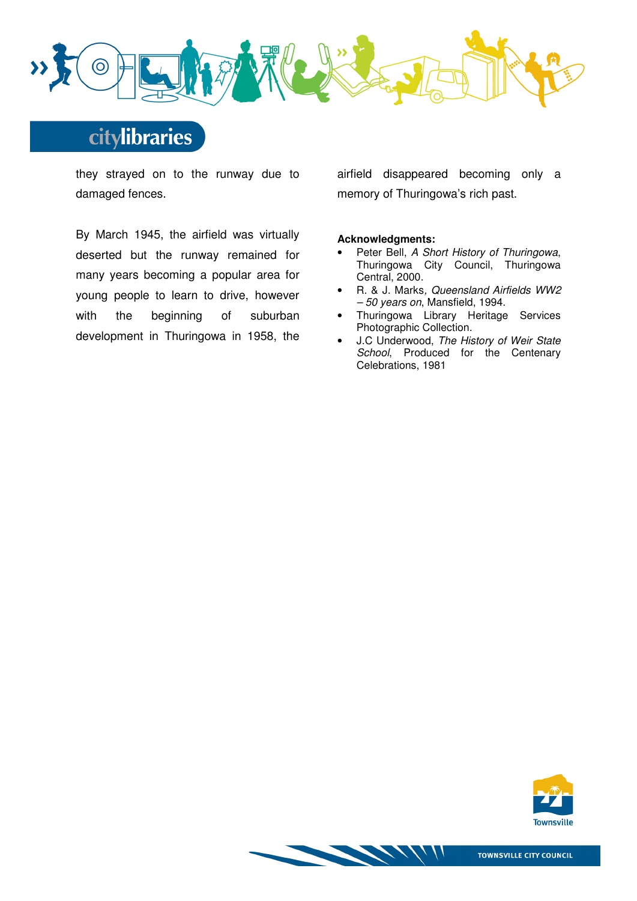they strayed on to the runway due to damaged fences.

By March 1945, the airfield was virtually deserted but the runway remained for many years becoming a popular area for young people to learn to drive, however with the beginning of suburban development in Thuringowa in 1958, the airfield disappeared becoming only a memory of Thuringowa's rich past.

**Acknowledgments:**

- Peter Bell, *A Short History of Thuringowa*, Thuringowa City Council, Thuringowa Central, 2000.
- R. & J. Marks, *Queensland Airfields WW2 – 50 years on*, Mansfield, 1994.
- Thuringowa Library Heritage Services Photographic Collection.
- J.C Underwood, *The History of Weir State School*, Produced for the Centenary Celebrations, 1981